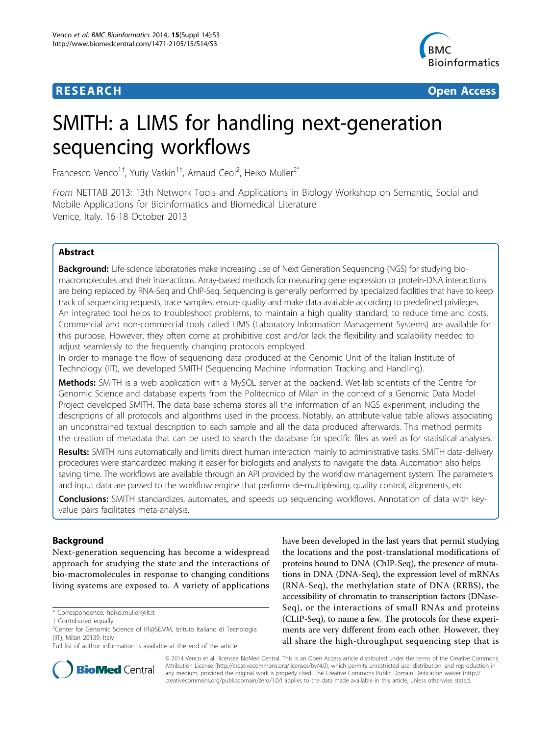**RESEARCH** **Open Access**

# SMITH: a LIMS for handling next-generation sequencing workflows

Francesco Venco[1†], Yuriy Vaskin[1†], Arnaud Ceol[2], Heiko Muller[2*]

*From* NETTAB 2013: 13th Network Tools and Applications in Biology Workshop on Semantic, Social and Mobile Applications for Bioinformatics and Biomedical Literature
Venice, Italy. 16-18 October 2013

## Abstract

**Background:** Life-science laboratories make increasing use of Next Generation Sequencing (NGS) for studying bio-macromolecules and their interactions. Array-based methods for measuring gene expression or protein-DNA interactions are being replaced by RNA-Seq and ChIP-Seq. Sequencing is generally performed by specialized facilities that have to keep track of sequencing requests, trace samples, ensure quality and make data available according to predefined privileges. An integrated tool helps to troubleshoot problems, to maintain a high quality standard, to reduce time and costs. Commercial and non-commercial tools called LIMS (Laboratory Information Management Systems) are available for this purpose. However, they often come at prohibitive cost and/or lack the flexibility and scalability needed to adjust seamlessly to the frequently changing protocols employed.

In order to manage the flow of sequencing data produced at the Genomic Unit of the Italian Institute of Technology (IIT), we developed SMITH (Sequencing Machine Information Tracking and Handling).

**Methods:** SMITH is a web application with a MySQL server at the backend. Wet-lab scientists of the Centre for Genomic Science and database experts from the Politecnico of Milan in the context of a Genomic Data Model Project developed SMITH. The data base schema stores all the information of an NGS experiment, including the descriptions of all protocols and algorithms used in the process. Notably, an attribute-value table allows associating an unconstrained textual description to each sample and all the data produced afterwards. This method permits the creation of metadata that can be used to search the database for specific files as well as for statistical analyses.

**Results:** SMITH runs automatically and limits direct human interaction mainly to administrative tasks. SMITH data-delivery procedures were standardized making it easier for biologists and analysts to navigate the data. Automation also helps saving time. The workflows are available through an API provided by the workflow management system. The parameters and input data are passed to the workflow engine that performs de-multiplexing, quality control, alignments, etc.

**Conclusions:** SMITH standardizes, automates, and speeds up sequencing workflows. Annotation of data with key-value pairs facilitates meta-analysis.

## Background

Next-generation sequencing has become a widespread approach for studying the state and the interactions of bio-macromolecules in response to changing conditions living systems are exposed to. A variety of applications have been developed in the last years that permit studying the locations and the post-translational modifications of proteins bound to DNA (ChIP-Seq), the presence of mutations in DNA (DNA-Seq), the expression level of mRNAs (RNA-Seq), the methylation state of DNA (RRBS), the accessibility of chromatin to transcription factors (DNase-Seq), or the interactions of small RNAs and proteins (CLIP-Seq), to name a few. The protocols for these experiments are very different from each other. However, they all share the high-throughput sequencing step that is

* Correspondence: heiko.muller@iit.it
† Contributed equally
[2]Center for Genomic Science of IIT@SEMM, Istituto Italiano di Tecnologia (IIT), Milan 20139, Italy
Full list of author information is available at the end of the article

© 2014 Venco et al.; licensee BioMed Central. This is an Open Access article distributed under the terms of the Creative Commons Attribution License (http://creativecommons.org/licenses/by/4.0), which permits unrestricted use, distribution, and reproduction in any medium, provided the original work is properly cited. The Creative Commons Public Domain Dedication waiver (http://creativecommons.org/publicdomain/zero/1.0/) applies to the data made available in this article, unless otherwise stated.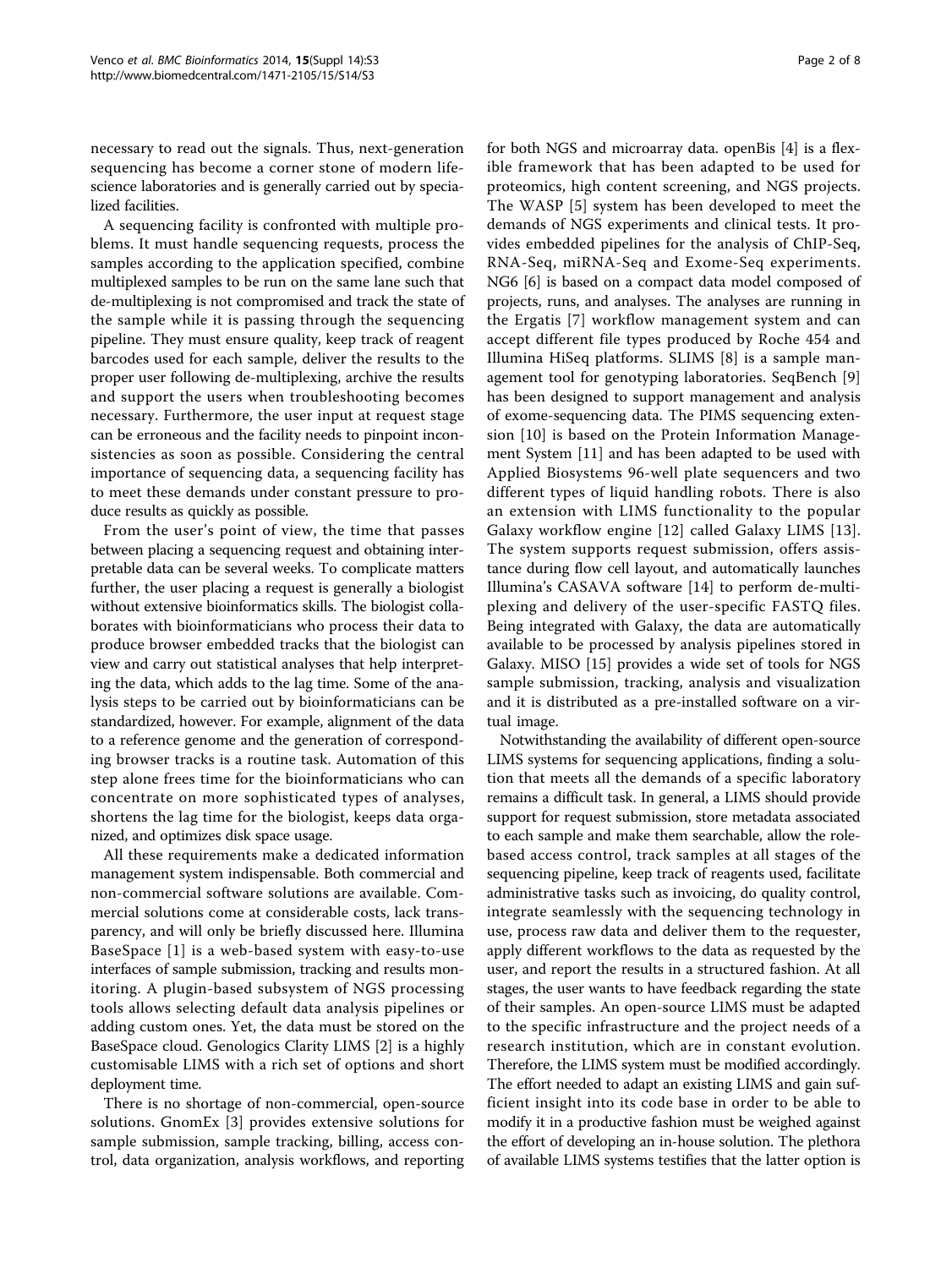necessary to read out the signals. Thus, next-generation sequencing has become a corner stone of modern life-science laboratories and is generally carried out by specialized facilities.

A sequencing facility is confronted with multiple problems. It must handle sequencing requests, process the samples according to the application specified, combine multiplexed samples to be run on the same lane such that de-multiplexing is not compromised and track the state of the sample while it is passing through the sequencing pipeline. They must ensure quality, keep track of reagent barcodes used for each sample, deliver the results to the proper user following de-multiplexing, archive the results and support the users when troubleshooting becomes necessary. Furthermore, the user input at request stage can be erroneous and the facility needs to pinpoint inconsistencies as soon as possible. Considering the central importance of sequencing data, a sequencing facility has to meet these demands under constant pressure to produce results as quickly as possible.

From the user's point of view, the time that passes between placing a sequencing request and obtaining interpretable data can be several weeks. To complicate matters further, the user placing a request is generally a biologist without extensive bioinformatics skills. The biologist collaborates with bioinformaticians who process their data to produce browser embedded tracks that the biologist can view and carry out statistical analyses that help interpreting the data, which adds to the lag time. Some of the analysis steps to be carried out by bioinformaticians can be standardized, however. For example, alignment of the data to a reference genome and the generation of corresponding browser tracks is a routine task. Automation of this step alone frees time for the bioinformaticians who can concentrate on more sophisticated types of analyses, shortens the lag time for the biologist, keeps data organized, and optimizes disk space usage.

All these requirements make a dedicated information management system indispensable. Both commercial and non-commercial software solutions are available. Commercial solutions come at considerable costs, lack transparency, and will only be briefly discussed here. Illumina BaseSpace [1] is a web-based system with easy-to-use interfaces of sample submission, tracking and results monitoring. A plugin-based subsystem of NGS processing tools allows selecting default data analysis pipelines or adding custom ones. Yet, the data must be stored on the BaseSpace cloud. Genologics Clarity LIMS [2] is a highly customisable LIMS with a rich set of options and short deployment time.

There is no shortage of non-commercial, open-source solutions. GnomEx [3] provides extensive solutions for sample submission, sample tracking, billing, access control, data organization, analysis workflows, and reporting for both NGS and microarray data. openBis [4] is a flexible framework that has been adapted to be used for proteomics, high content screening, and NGS projects. The WASP [5] system has been developed to meet the demands of NGS experiments and clinical tests. It provides embedded pipelines for the analysis of ChIP-Seq, RNA-Seq, miRNA-Seq and Exome-Seq experiments. NG6 [6] is based on a compact data model composed of projects, runs, and analyses. The analyses are running in the Ergatis [7] workflow management system and can accept different file types produced by Roche 454 and Illumina HiSeq platforms. SLIMS [8] is a sample management tool for genotyping laboratories. SeqBench [9] has been designed to support management and analysis of exome-sequencing data. The PIMS sequencing extension [10] is based on the Protein Information Management System [11] and has been adapted to be used with Applied Biosystems 96-well plate sequencers and two different types of liquid handling robots. There is also an extension with LIMS functionality to the popular Galaxy workflow engine [12] called Galaxy LIMS [13]. The system supports request submission, offers assistance during flow cell layout, and automatically launches Illumina's CASAVA software [14] to perform de-multiplexing and delivery of the user-specific FASTQ files. Being integrated with Galaxy, the data are automatically available to be processed by analysis pipelines stored in Galaxy. MISO [15] provides a wide set of tools for NGS sample submission, tracking, analysis and visualization and it is distributed as a pre-installed software on a virtual image.

Notwithstanding the availability of different open-source LIMS systems for sequencing applications, finding a solution that meets all the demands of a specific laboratory remains a difficult task. In general, a LIMS should provide support for request submission, store metadata associated to each sample and make them searchable, allow the role-based access control, track samples at all stages of the sequencing pipeline, keep track of reagents used, facilitate administrative tasks such as invoicing, do quality control, integrate seamlessly with the sequencing technology in use, process raw data and deliver them to the requester, apply different workflows to the data as requested by the user, and report the results in a structured fashion. At all stages, the user wants to have feedback regarding the state of their samples. An open-source LIMS must be adapted to the specific infrastructure and the project needs of a research institution, which are in constant evolution. Therefore, the LIMS system must be modified accordingly. The effort needed to adapt an existing LIMS and gain sufficient insight into its code base in order to be able to modify it in a productive fashion must be weighed against the effort of developing an in-house solution. The plethora of available LIMS systems testifies that the latter option is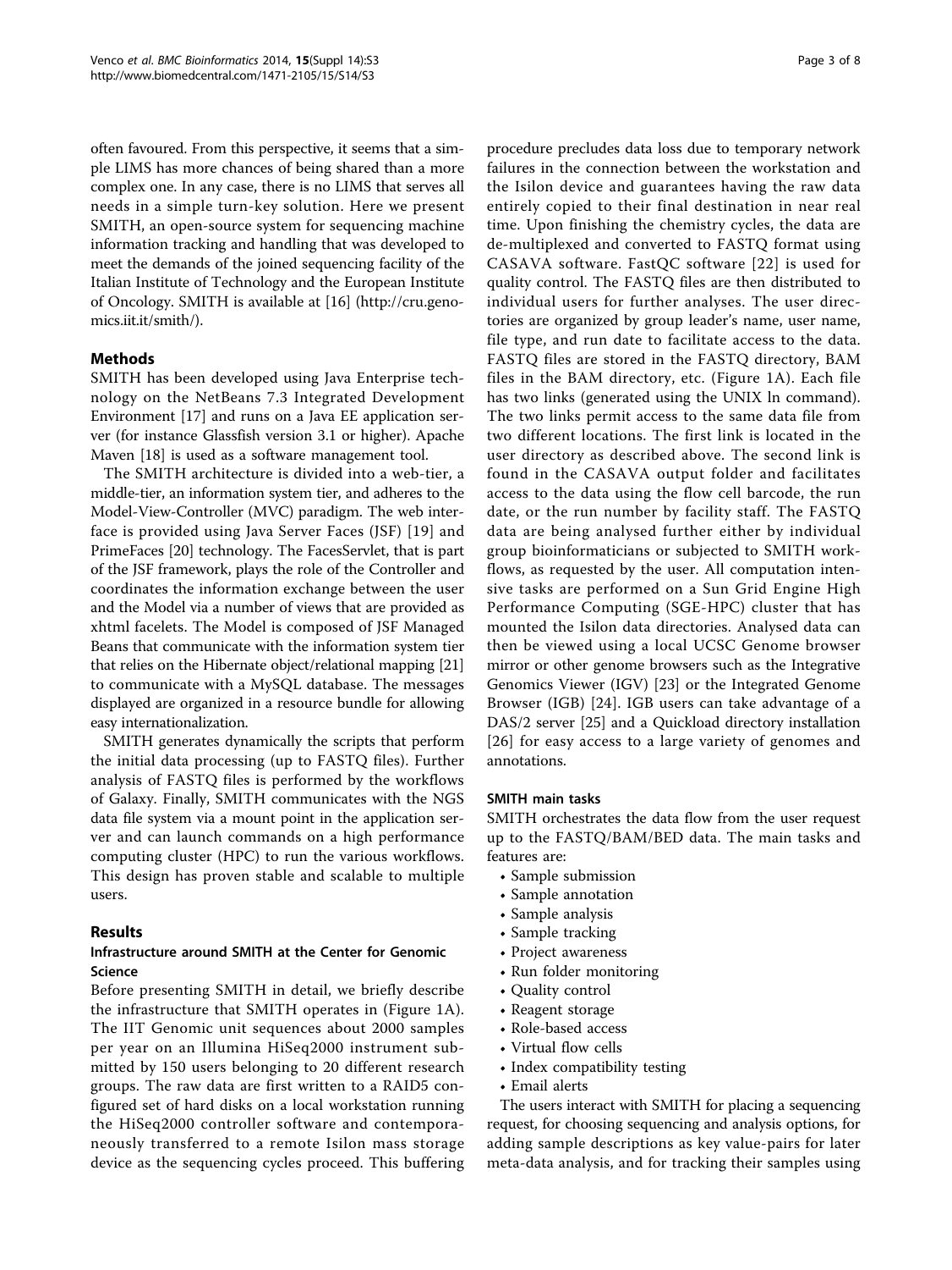often favoured. From this perspective, it seems that a simple LIMS has more chances of being shared than a more complex one. In any case, there is no LIMS that serves all needs in a simple turn-key solution. Here we present SMITH, an open-source system for sequencing machine information tracking and handling that was developed to meet the demands of the joined sequencing facility of the Italian Institute of Technology and the European Institute of Oncology. SMITH is available at [16] (http://cru.genomics.iit.it/smith/).

## Methods

SMITH has been developed using Java Enterprise technology on the NetBeans 7.3 Integrated Development Environment [17] and runs on a Java EE application server (for instance Glassfish version 3.1 or higher). Apache Maven [18] is used as a software management tool.

The SMITH architecture is divided into a web-tier, a middle-tier, an information system tier, and adheres to the Model-View-Controller (MVC) paradigm. The web interface is provided using Java Server Faces (JSF) [19] and PrimeFaces [20] technology. The FacesServlet, that is part of the JSF framework, plays the role of the Controller and coordinates the information exchange between the user and the Model via a number of views that are provided as xhtml facelets. The Model is composed of JSF Managed Beans that communicate with the information system tier that relies on the Hibernate object/relational mapping [21] to communicate with a MySQL database. The messages displayed are organized in a resource bundle for allowing easy internationalization.

SMITH generates dynamically the scripts that perform the initial data processing (up to FASTQ files). Further analysis of FASTQ files is performed by the workflows of Galaxy. Finally, SMITH communicates with the NGS data file system via a mount point in the application server and can launch commands on a high performance computing cluster (HPC) to run the various workflows. This design has proven stable and scalable to multiple users.

## Results

### Infrastructure around SMITH at the Center for Genomic Science

Before presenting SMITH in detail, we briefly describe the infrastructure that SMITH operates in (Figure 1A). The IIT Genomic unit sequences about 2000 samples per year on an Illumina HiSeq2000 instrument submitted by 150 users belonging to 20 different research groups. The raw data are first written to a RAID5 configured set of hard disks on a local workstation running the HiSeq2000 controller software and contemporaneously transferred to a remote Isilon mass storage device as the sequencing cycles proceed. This buffering procedure precludes data loss due to temporary network failures in the connection between the workstation and the Isilon device and guarantees having the raw data entirely copied to their final destination in near real time. Upon finishing the chemistry cycles, the data are de-multiplexed and converted to FASTQ format using CASAVA software. FastQC software [22] is used for quality control. The FASTQ files are then distributed to individual users for further analyses. The user directories are organized by group leader's name, user name, file type, and run date to facilitate access to the data. FASTQ files are stored in the FASTQ directory, BAM files in the BAM directory, etc. (Figure 1A). Each file has two links (generated using the UNIX ln command). The two links permit access to the same data file from two different locations. The first link is located in the user directory as described above. The second link is found in the CASAVA output folder and facilitates access to the data using the flow cell barcode, the run date, or the run number by facility staff. The FASTQ data are being analysed further either by individual group bioinformaticians or subjected to SMITH workflows, as requested by the user. All computation intensive tasks are performed on a Sun Grid Engine High Performance Computing (SGE-HPC) cluster that has mounted the Isilon data directories. Analysed data can then be viewed using a local UCSC Genome browser mirror or other genome browsers such as the Integrative Genomics Viewer (IGV) [23] or the Integrated Genome Browser (IGB) [24]. IGB users can take advantage of a DAS/2 server [25] and a Quickload directory installation [26] for easy access to a large variety of genomes and annotations.

### SMITH main tasks

SMITH orchestrates the data flow from the user request up to the FASTQ/BAM/BED data. The main tasks and features are:

- Sample submission
- Sample annotation
- Sample analysis
- Sample tracking
- Project awareness
- Run folder monitoring
- Quality control
- Reagent storage
- Role-based access
- Virtual flow cells
- Index compatibility testing
- Email alerts

The users interact with SMITH for placing a sequencing request, for choosing sequencing and analysis options, for adding sample descriptions as key value-pairs for later meta-data analysis, and for tracking their samples using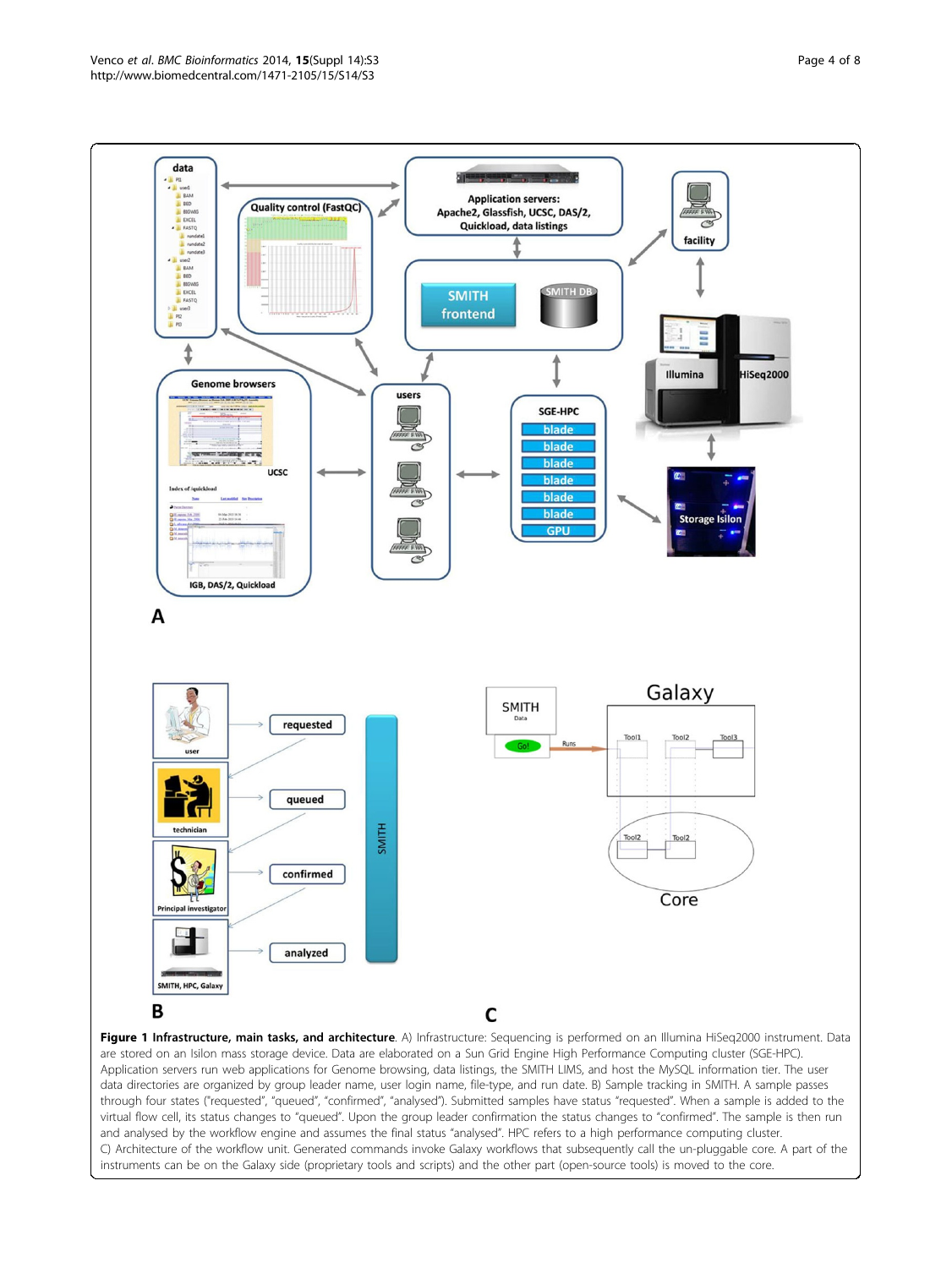**Figure 1 Infrastructure, main tasks, and architecture**. A) Infrastructure: Sequencing is performed on an Illumina HiSeq2000 instrument. Data are stored on an Isilon mass storage device. Data are elaborated on a Sun Grid Engine High Performance Computing cluster (SGE-HPC). Application servers run web applications for Genome browsing, data listings, the SMITH LIMS, and host the MySQL information tier. The user data directories are organized by group leader name, user login name, file-type, and run date. B) Sample tracking in SMITH. A sample passes through four states ("requested", "queued", "confirmed", "analysed"). Submitted samples have status "requested". When a sample is added to the virtual flow cell, its status changes to "queued". Upon the group leader confirmation the status changes to "confirmed". The sample is then run and analysed by the workflow engine and assumes the final status "analysed". HPC refers to a high performance computing cluster. C) Architecture of the workflow unit. Generated commands invoke Galaxy workflows that subsequently call the un-pluggable core. A part of the instruments can be on the Galaxy side (proprietary tools and scripts) and the other part (open-source tools) is moved to the core.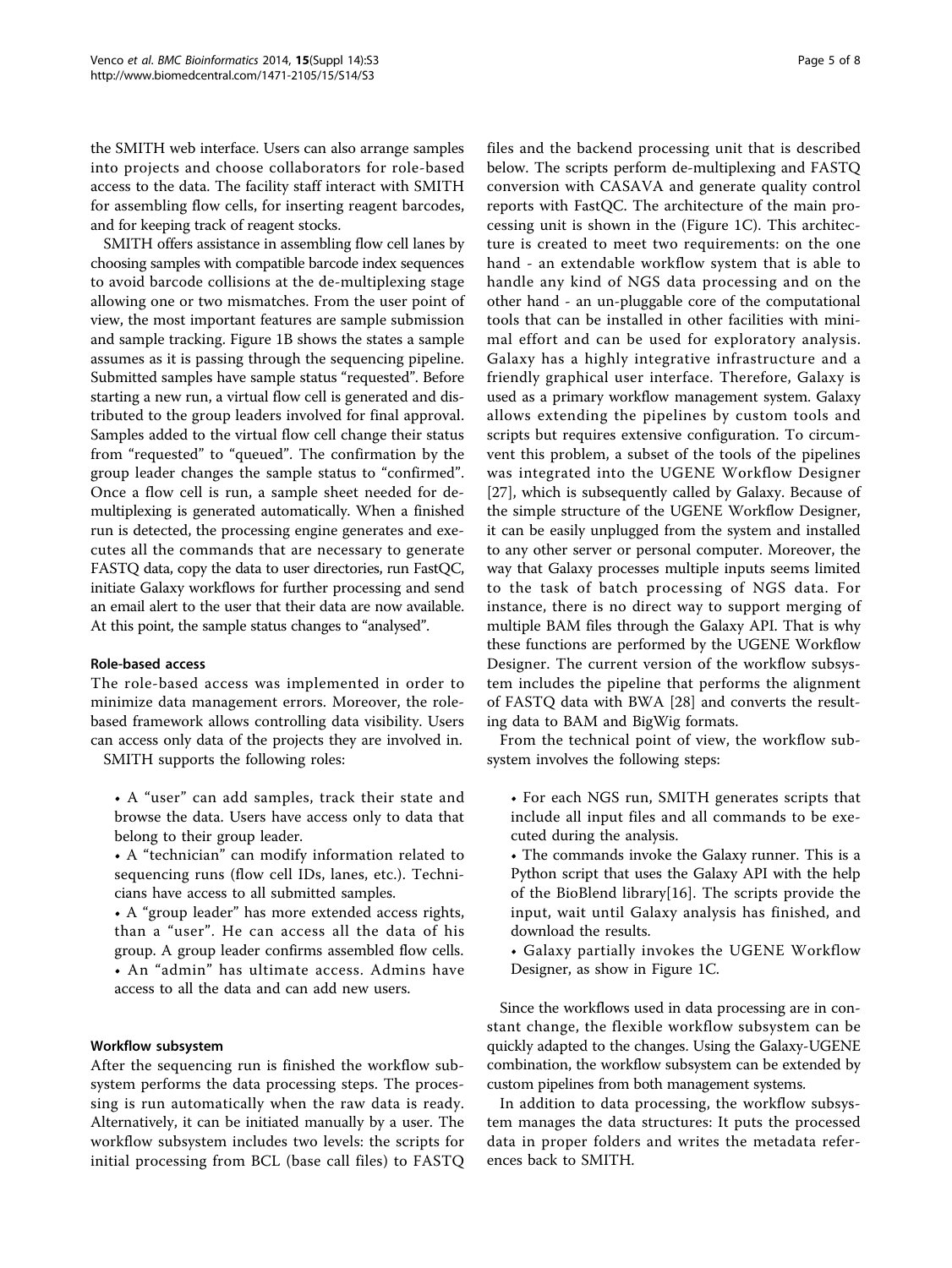the SMITH web interface. Users can also arrange samples into projects and choose collaborators for role-based access to the data. The facility staff interact with SMITH for assembling flow cells, for inserting reagent barcodes, and for keeping track of reagent stocks.

SMITH offers assistance in assembling flow cell lanes by choosing samples with compatible barcode index sequences to avoid barcode collisions at the de-multiplexing stage allowing one or two mismatches. From the user point of view, the most important features are sample submission and sample tracking. Figure 1B shows the states a sample assumes as it is passing through the sequencing pipeline. Submitted samples have sample status "requested". Before starting a new run, a virtual flow cell is generated and distributed to the group leaders involved for final approval. Samples added to the virtual flow cell change their status from "requested" to "queued". The confirmation by the group leader changes the sample status to "confirmed". Once a flow cell is run, a sample sheet needed for de-multiplexing is generated automatically. When a finished run is detected, the processing engine generates and executes all the commands that are necessary to generate FASTQ data, copy the data to user directories, run FastQC, initiate Galaxy workflows for further processing and send an email alert to the user that their data are now available. At this point, the sample status changes to "analysed".

### Role-based access

The role-based access was implemented in order to minimize data management errors. Moreover, the role-based framework allows controlling data visibility. Users can access only data of the projects they are involved in.

SMITH supports the following roles:

- A "user" can add samples, track their state and browse the data. Users have access only to data that belong to their group leader.
- A "technician" can modify information related to sequencing runs (flow cell IDs, lanes, etc.). Technicians have access to all submitted samples.
- A "group leader" has more extended access rights, than a "user". He can access all the data of his group. A group leader confirms assembled flow cells.
- An "admin" has ultimate access. Admins have access to all the data and can add new users.

### Workflow subsystem

After the sequencing run is finished the workflow subsystem performs the data processing steps. The processing is run automatically when the raw data is ready. Alternatively, it can be initiated manually by a user. The workflow subsystem includes two levels: the scripts for initial processing from BCL (base call files) to FASTQ files and the backend processing unit that is described below. The scripts perform de-multiplexing and FASTQ conversion with CASAVA and generate quality control reports with FastQC. The architecture of the main processing unit is shown in the (Figure 1C). This architecture is created to meet two requirements: on the one hand - an extendable workflow system that is able to handle any kind of NGS data processing and on the other hand - an un-pluggable core of the computational tools that can be installed in other facilities with minimal effort and can be used for exploratory analysis. Galaxy has a highly integrative infrastructure and a friendly graphical user interface. Therefore, Galaxy is used as a primary workflow management system. Galaxy allows extending the pipelines by custom tools and scripts but requires extensive configuration. To circumvent this problem, a subset of the tools of the pipelines was integrated into the UGENE Workflow Designer [27], which is subsequently called by Galaxy. Because of the simple structure of the UGENE Workflow Designer, it can be easily unplugged from the system and installed to any other server or personal computer. Moreover, the way that Galaxy processes multiple inputs seems limited to the task of batch processing of NGS data. For instance, there is no direct way to support merging of multiple BAM files through the Galaxy API. That is why these functions are performed by the UGENE Workflow Designer. The current version of the workflow subsystem includes the pipeline that performs the alignment of FASTQ data with BWA [28] and converts the resulting data to BAM and BigWig formats.

From the technical point of view, the workflow subsystem involves the following steps:

- For each NGS run, SMITH generates scripts that include all input files and all commands to be executed during the analysis.
- The commands invoke the Galaxy runner. This is a Python script that uses the Galaxy API with the help of the BioBlend library[16]. The scripts provide the input, wait until Galaxy analysis has finished, and download the results.
- Galaxy partially invokes the UGENE Workflow Designer, as show in Figure 1C.

Since the workflows used in data processing are in constant change, the flexible workflow subsystem can be quickly adapted to the changes. Using the Galaxy-UGENE combination, the workflow subsystem can be extended by custom pipelines from both management systems.

In addition to data processing, the workflow subsystem manages the data structures: It puts the processed data in proper folders and writes the metadata references back to SMITH.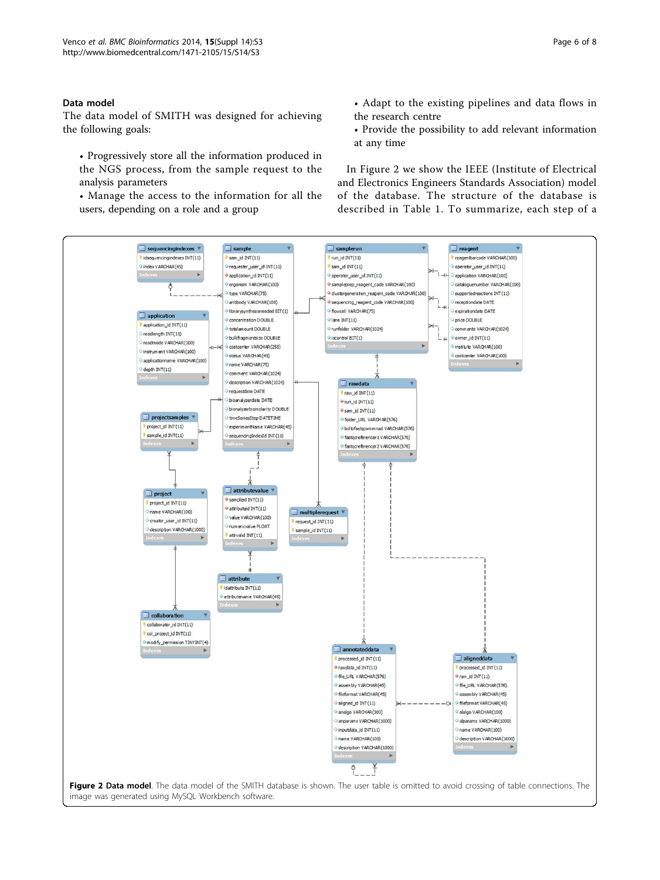## Data model

The data model of SMITH was designed for achieving the following goals:

- Progressively store all the information produced in the NGS process, from the sample request to the analysis parameters
- Manage the access to the information for all the users, depending on a role and a group
- Adapt to the existing pipelines and data flows in the research centre
- Provide the possibility to add relevant information at any time

In Figure 2 we show the IEEE (Institute of Electrical and Electronics Engineers Standards Association) model of the database. The structure of the database is described in Table 1. To summarize, each step of a

**Figure 2 Data model**. The data model of the SMITH database is shown. The user table is omitted to avoid crossing of table connections. The image was generated using MySQL Workbench software.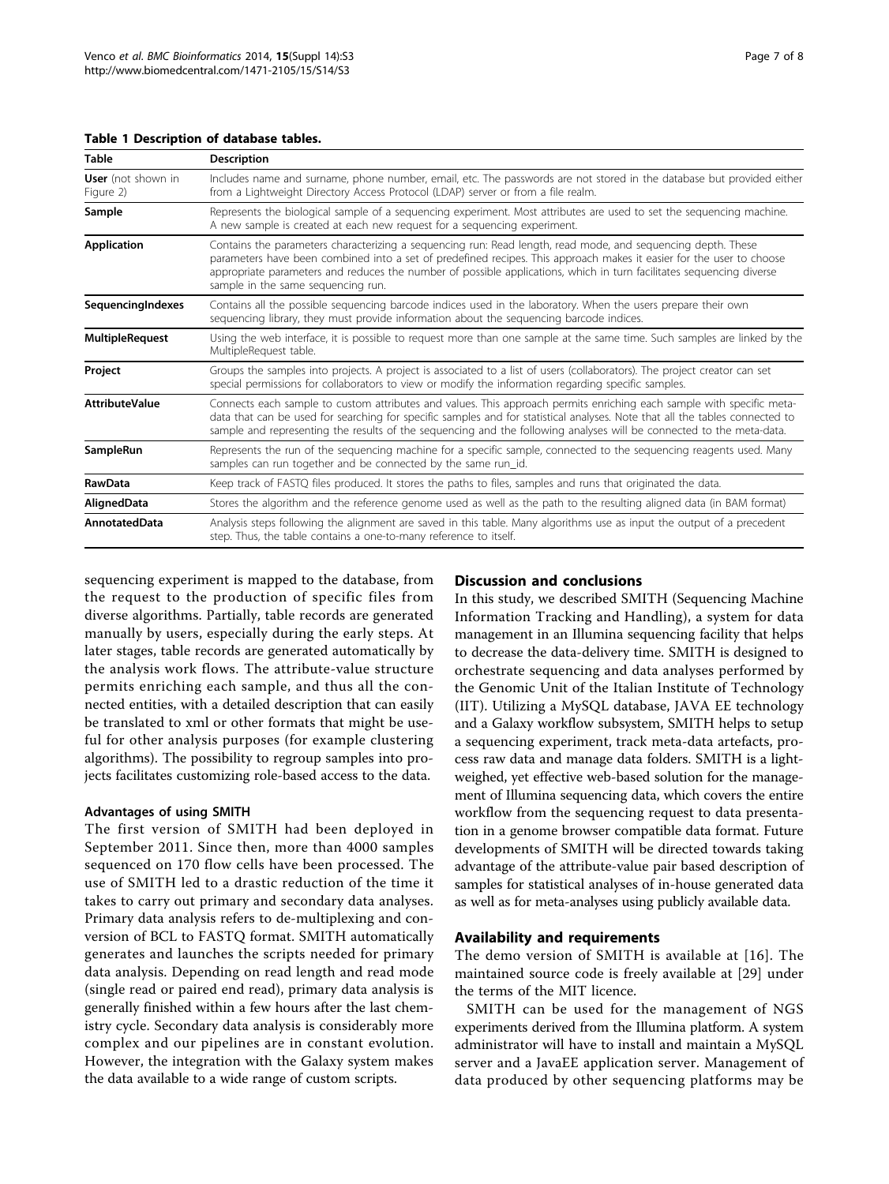**Table 1 Description of database tables.**

| Table | Description |
|---|---|
| **User** (not shown in Figure 2) | Includes name and surname, phone number, email, etc. The passwords are not stored in the database but provided either from a Lightweight Directory Access Protocol (LDAP) server or from a file realm. |
| **Sample** | Represents the biological sample of a sequencing experiment. Most attributes are used to set the sequencing machine. A new sample is created at each new request for a sequencing experiment. |
| **Application** | Contains the parameters characterizing a sequencing run: Read length, read mode, and sequencing depth. These parameters have been combined into a set of predefined recipes. This approach makes it easier for the user to choose appropriate parameters and reduces the number of possible applications, which in turn facilitates sequencing diverse sample in the same sequencing run. |
| **SequencingIndexes** | Contains all the possible sequencing barcode indices used in the laboratory. When the users prepare their own sequencing library, they must provide information about the sequencing barcode indices. |
| **MultipleRequest** | Using the web interface, it is possible to request more than one sample at the same time. Such samples are linked by the MultipleRequest table. |
| **Project** | Groups the samples into projects. A project is associated to a list of users (collaborators). The project creator can set special permissions for collaborators to view or modify the information regarding specific samples. |
| **AttributeValue** | Connects each sample to custom attributes and values. This approach permits enriching each sample with specific meta-data that can be used for searching for specific samples and for statistical analyses. Note that all the tables connected to sample and representing the results of the sequencing and the following analyses will be connected to the meta-data. |
| **SampleRun** | Represents the run of the sequencing machine for a specific sample, connected to the sequencing reagents used. Many samples can run together and be connected by the same run_id. |
| **RawData** | Keep track of FASTQ files produced. It stores the paths to files, samples and runs that originated the data. |
| **AlignedData** | Stores the algorithm and the reference genome used as well as the path to the resulting aligned data (in BAM format) |
| **AnnotatedData** | Analysis steps following the alignment are saved in this table. Many algorithms use as input the output of a precedent step. Thus, the table contains a one-to-many reference to itself. |

sequencing experiment is mapped to the database, from the request to the production of specific files from diverse algorithms. Partially, table records are generated manually by users, especially during the early steps. At later stages, table records are generated automatically by the analysis work flows. The attribute-value structure permits enriching each sample, and thus all the connected entities, with a detailed description that can easily be translated to xml or other formats that might be useful for other analysis purposes (for example clustering algorithms). The possibility to regroup samples into projects facilitates customizing role-based access to the data.

#### Advantages of using SMITH

The first version of SMITH had been deployed in September 2011. Since then, more than 4000 samples sequenced on 170 flow cells have been processed. The use of SMITH led to a drastic reduction of the time it takes to carry out primary and secondary data analyses. Primary data analysis refers to de-multiplexing and conversion of BCL to FASTQ format. SMITH automatically generates and launches the scripts needed for primary data analysis. Depending on read length and read mode (single read or paired end read), primary data analysis is generally finished within a few hours after the last chemistry cycle. Secondary data analysis is considerably more complex and our pipelines are in constant evolution. However, the integration with the Galaxy system makes the data available to a wide range of custom scripts.

### Discussion and conclusions

In this study, we described SMITH (Sequencing Machine Information Tracking and Handling), a system for data management in an Illumina sequencing facility that helps to decrease the data-delivery time. SMITH is designed to orchestrate sequencing and data analyses performed by the Genomic Unit of the Italian Institute of Technology (IIT). Utilizing a MySQL database, JAVA EE technology and a Galaxy workflow subsystem, SMITH helps to setup a sequencing experiment, track meta-data artefacts, process raw data and manage data folders. SMITH is a lightweighed, yet effective web-based solution for the management of Illumina sequencing data, which covers the entire workflow from the sequencing request to data presentation in a genome browser compatible data format. Future developments of SMITH will be directed towards taking advantage of the attribute-value pair based description of samples for statistical analyses of in-house generated data as well as for meta-analyses using publicly available data.

### Availability and requirements

The demo version of SMITH is available at [16]. The maintained source code is freely available at [29] under the terms of the MIT licence.

SMITH can be used for the management of NGS experiments derived from the Illumina platform. A system administrator will have to install and maintain a MySQL server and a JavaEE application server. Management of data produced by other sequencing platforms may be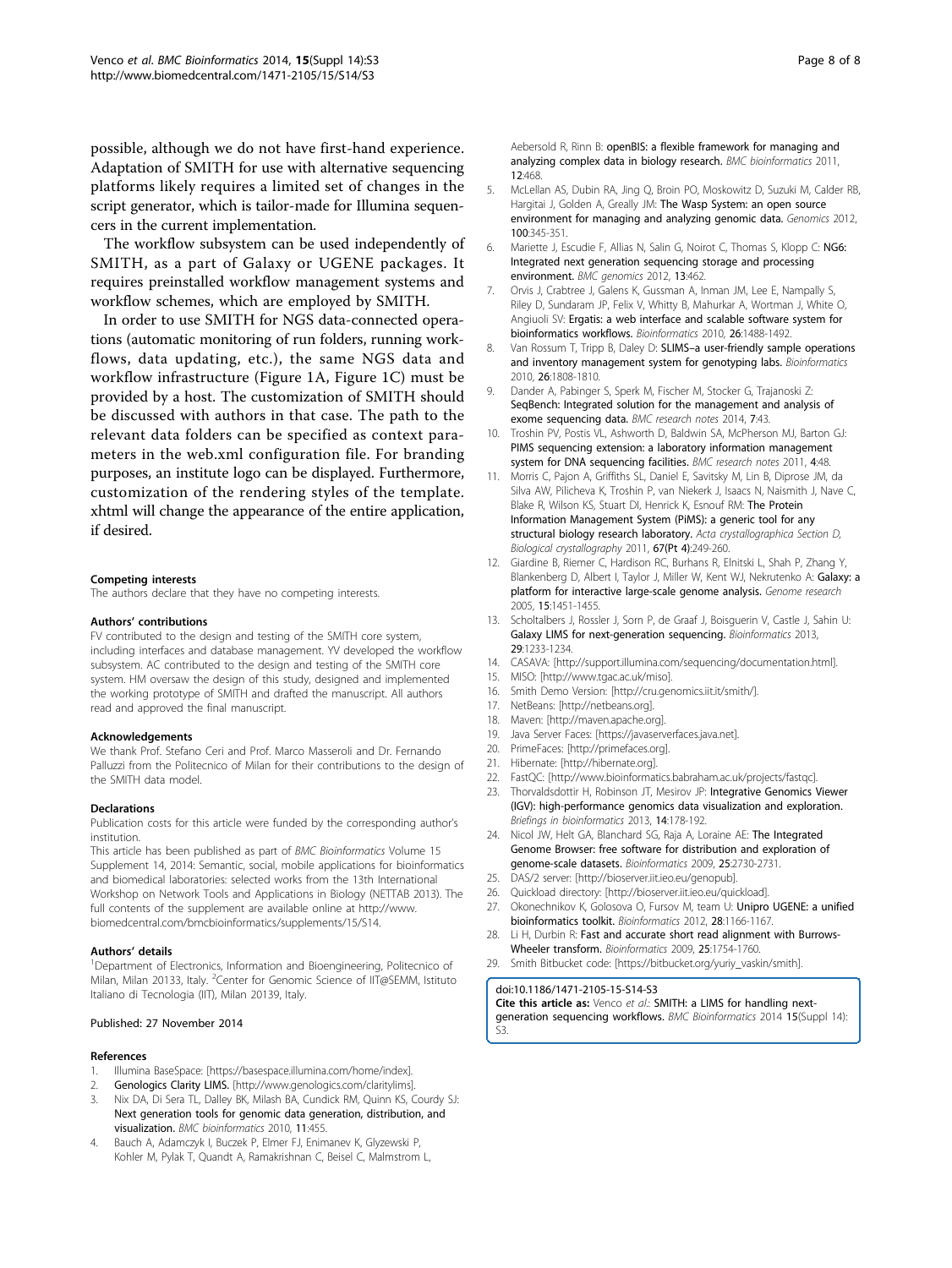possible, although we do not have first-hand experience. Adaptation of SMITH for use with alternative sequencing platforms likely requires a limited set of changes in the script generator, which is tailor-made for Illumina sequencers in the current implementation.

The workflow subsystem can be used independently of SMITH, as a part of Galaxy or UGENE packages. It requires preinstalled workflow management systems and workflow schemes, which are employed by SMITH.

In order to use SMITH for NGS data-connected operations (automatic monitoring of run folders, running workflows, data updating, etc.), the same NGS data and workflow infrastructure (Figure 1A, Figure 1C) must be provided by a host. The customization of SMITH should be discussed with authors in that case. The path to the relevant data folders can be specified as context parameters in the web.xml configuration file. For branding purposes, an institute logo can be displayed. Furthermore, customization of the rendering styles of the template. xhtml will change the appearance of the entire application, if desired.

#### Competing interests

The authors declare that they have no competing interests.

#### Authors' contributions

FV contributed to the design and testing of the SMITH core system, including interfaces and database management. YV developed the workflow subsystem. AC contributed to the design and testing of the SMITH core system. HM oversaw the design of this study, designed and implemented the working prototype of SMITH and drafted the manuscript. All authors read and approved the final manuscript.

#### Acknowledgements

We thank Prof. Stefano Ceri and Prof. Marco Masseroli and Dr. Fernando Palluzzi from the Politecnico of Milan for their contributions to the design of the SMITH data model.

#### Declarations

Publication costs for this article were funded by the corresponding author's institution.

This article has been published as part of *BMC Bioinformatics* Volume 15 Supplement 14, 2014: Semantic, social, mobile applications for bioinformatics and biomedical laboratories: selected works from the 13th International Workshop on Network Tools and Applications in Biology (NETTAB 2013). The full contents of the supplement are available online at http://www.biomedcentral.com/bmcbioinformatics/supplements/15/S14.

#### Authors' details

[1]Department of Electronics, Information and Bioengineering, Politecnico of Milan, Milan 20133, Italy. [2]Center for Genomic Science of IIT@SEMM, Istituto Italiano di Tecnologia (IIT), Milan 20139, Italy.

Published: 27 November 2014

#### References

1. Illumina BaseSpace: [https://basespace.illumina.com/home/index].
2. **Genologics Clarity LIMS.** [http://www.genologics.com/claritylims].
3. Nix DA, Di Sera TL, Dalley BK, Milash BA, Cundick RM, Quinn KS, Courdy SJ: **Next generation tools for genomic data generation, distribution, and visualization.** *BMC bioinformatics* 2010, **11**:455.
4. Bauch A, Adamczyk I, Buczek P, Elmer FJ, Enimanev K, Glyzewski P, Kohler M, Pylak T, Quandt A, Ramakrishnan C, Beisel C, Malmstrom L, Aebersold R, Rinn B: **openBIS: a flexible framework for managing and analyzing complex data in biology research.** *BMC bioinformatics* 2011, **12**:468.
5. McLellan AS, Dubin RA, Jing Q, Broin PO, Moskowitz D, Suzuki M, Calder RB, Hargitai J, Golden A, Greally JM: **The Wasp System: an open source environment for managing and analyzing genomic data.** *Genomics* 2012, **100**:345-351.
6. Mariette J, Escudie F, Allias N, Salin G, Noirot C, Thomas S, Klopp C: **NG6: Integrated next generation sequencing storage and processing environment.** *BMC genomics* 2012, **13**:462.
7. Orvis J, Crabtree J, Galens K, Gussman A, Inman JM, Lee E, Nampally S, Riley D, Sundaram JP, Felix V, Whitty B, Mahurkar A, Wortman J, White O, Angiuoli SV: **Ergatis: a web interface and scalable software system for bioinformatics workflows.** *Bioinformatics* 2010, **26**:1488-1492.
8. Van Rossum T, Tripp B, Daley D: **SLIMS–a user-friendly sample operations and inventory management system for genotyping labs.** *Bioinformatics* 2010, **26**:1808-1810.
9. Dander A, Pabinger S, Sperk M, Fischer M, Stocker G, Trajanoski Z: **SeqBench: Integrated solution for the management and analysis of exome sequencing data.** *BMC research notes* 2014, **7**:43.
10. Troshin PV, Postis VL, Ashworth D, Baldwin SA, McPherson MJ, Barton GJ: **PIMS sequencing extension: a laboratory information management system for DNA sequencing facilities.** *BMC research notes* 2011, **4**:48.
11. Morris C, Pajon A, Griffiths SL, Daniel E, Savitsky M, Lin B, Diprose JM, da Silva AW, Pilicheva K, Troshin P, van Niekerk J, Isaacs N, Naismith J, Nave C, Blake R, Wilson KS, Stuart DI, Henrick K, Esnouf RM: **The Protein Information Management System (PiMS): a generic tool for any structural biology research laboratory.** *Acta crystallographica Section D, Biological crystallography* 2011, **67(Pt 4)**:249-260.
12. Giardine B, Riemer C, Hardison RC, Burhans R, Elnitski L, Shah P, Zhang Y, Blankenberg D, Albert I, Taylor J, Miller W, Kent WJ, Nekrutenko A: **Galaxy: a platform for interactive large-scale genome analysis.** *Genome research* 2005, **15**:1451-1455.
13. Scholtalbers J, Rossler J, Sorn P, de Graaf J, Boisguerin V, Castle J, Sahin U: **Galaxy LIMS for next-generation sequencing.** *Bioinformatics* 2013, **29**:1233-1234.
14. CASAVA: [http://support.illumina.com/sequencing/documentation.html].
15. MISO: [http://www.tgac.ac.uk/miso].
16. Smith Demo Version: [http://cru.genomics.iit.it/smith/].
17. NetBeans: [http://netbeans.org].
18. Maven: [http://maven.apache.org].
19. Java Server Faces: [https://javaserverfaces.java.net].
20. PrimeFaces: [http://primefaces.org].
21. Hibernate: [http://hibernate.org].
22. FastQC: [http://www.bioinformatics.babraham.ac.uk/projects/fastqc].
23. Thorvaldsdottir H, Robinson JT, Mesirov JP: **Integrative Genomics Viewer (IGV): high-performance genomics data visualization and exploration.** *Briefings in bioinformatics* 2013, **14**:178-192.
24. Nicol JW, Helt GA, Blanchard SG, Raja A, Loraine AE: **The Integrated Genome Browser: free software for distribution and exploration of genome-scale datasets.** *Bioinformatics* 2009, **25**:2730-2731.
25. DAS/2 server: [http://bioserver.iit.ieo.eu/genopub].
26. Quickload directory: [http://bioserver.iit.ieo.eu/quickload].
27. Okonechnikov K, Golosova O, Fursov M, team U: **Unipro UGENE: a unified bioinformatics toolkit.** *Bioinformatics* 2012, **28**:1166-1167.
28. Li H, Durbin R: **Fast and accurate short read alignment with Burrows-Wheeler transform.** *Bioinformatics* 2009, **25**:1754-1760.
29. Smith Bitbucket code: [https://bitbucket.org/yuriy_vaskin/smith].

doi:10.1186/1471-2105-15-S14-S3

**Cite this article as:** Venco *et al.*: SMITH: a LIMS for handling next-generation sequencing workflows. *BMC Bioinformatics* 2014 15(Suppl 14): S3.